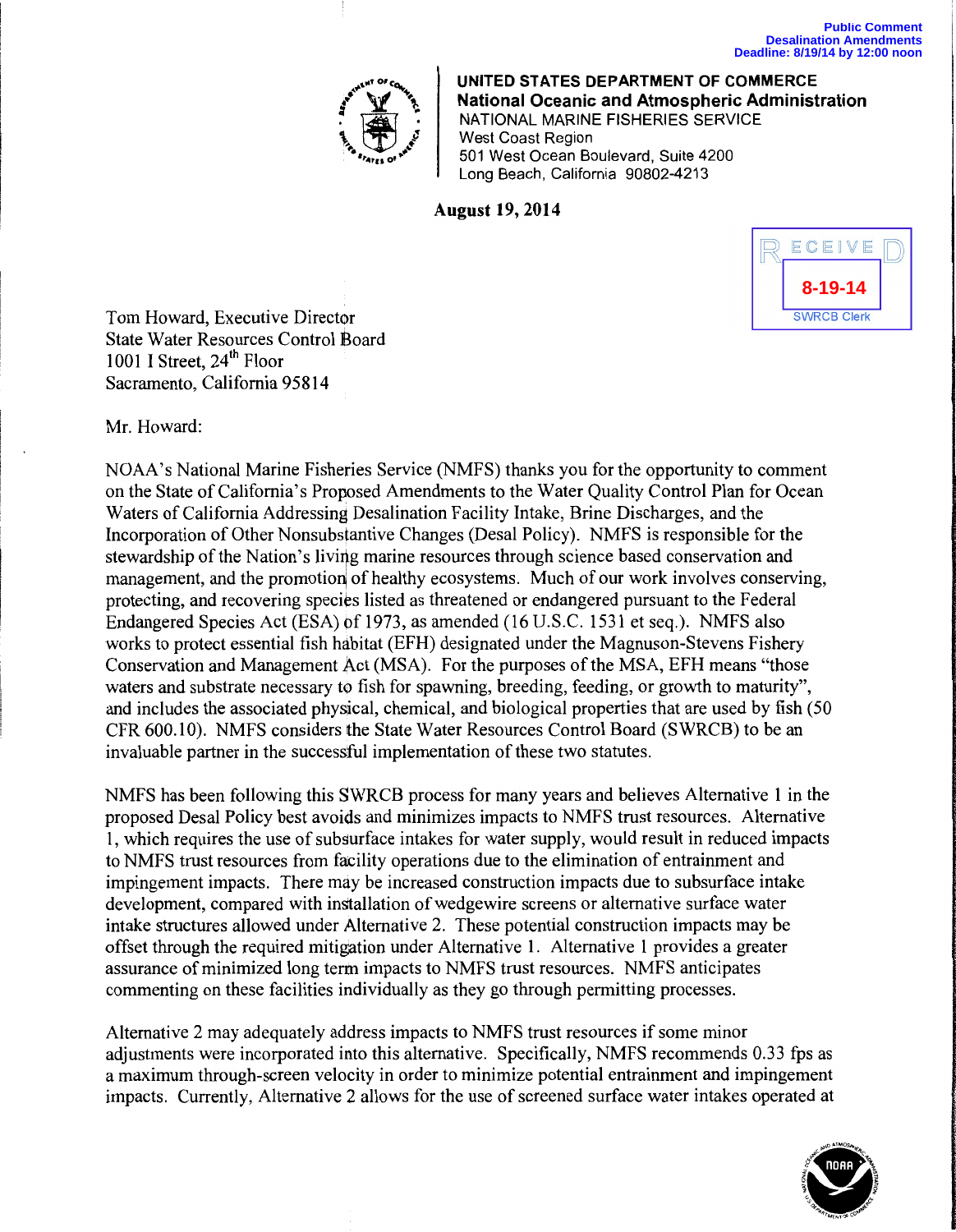Public Comment
Desalination Amendments
Deadline: 8/19/14 by 12:00 noon

**UNITED STATES DEPARTMENT OF COMMERCE**
**National Oceanic and Atmospheric Administration**
NATIONAL MARINE FISHERIES SERVICE
West Coast Region
501 West Ocean Boulevard, Suite 4200
Long Beach, California 90802-4213

**August 19, 2014**

RECEIVED
8-19-14
SWRCB Clerk

Tom Howard, Executive Director
State Water Resources Control Board
1001 I Street, 24th Floor
Sacramento, California 95814

Mr. Howard:

NOAA's National Marine Fisheries Service (NMFS) thanks you for the opportunity to comment on the State of California's Proposed Amendments to the Water Quality Control Plan for Ocean Waters of California Addressing Desalination Facility Intake, Brine Discharges, and the Incorporation of Other Nonsubstantive Changes (Desal Policy). NMFS is responsible for the stewardship of the Nation's living marine resources through science based conservation and management, and the promotion of healthy ecosystems. Much of our work involves conserving, protecting, and recovering species listed as threatened or endangered pursuant to the Federal Endangered Species Act (ESA) of 1973, as amended (16 U.S.C. 1531 et seq.). NMFS also works to protect essential fish habitat (EFH) designated under the Magnuson-Stevens Fishery Conservation and Management Act (MSA). For the purposes of the MSA, EFH means "those waters and substrate necessary to fish for spawning, breeding, feeding, or growth to maturity", and includes the associated physical, chemical, and biological properties that are used by fish (50 CFR 600.10). NMFS considers the State Water Resources Control Board (SWRCB) to be an invaluable partner in the successful implementation of these two statutes.

NMFS has been following this SWRCB process for many years and believes Alternative 1 in the proposed Desal Policy best avoids and minimizes impacts to NMFS trust resources. Alternative 1, which requires the use of subsurface intakes for water supply, would result in reduced impacts to NMFS trust resources from facility operations due to the elimination of entrainment and impingement impacts. There may be increased construction impacts due to subsurface intake development, compared with installation of wedgewire screens or alternative surface water intake structures allowed under Alternative 2. These potential construction impacts may be offset through the required mitigation under Alternative 1. Alternative 1 provides a greater assurance of minimized long term impacts to NMFS trust resources. NMFS anticipates commenting on these facilities individually as they go through permitting processes.

Alternative 2 may adequately address impacts to NMFS trust resources if some minor adjustments were incorporated into this alternative. Specifically, NMFS recommends 0.33 fps as a maximum through-screen velocity in order to minimize potential entrainment and impingement impacts. Currently, Alternative 2 allows for the use of screened surface water intakes operated at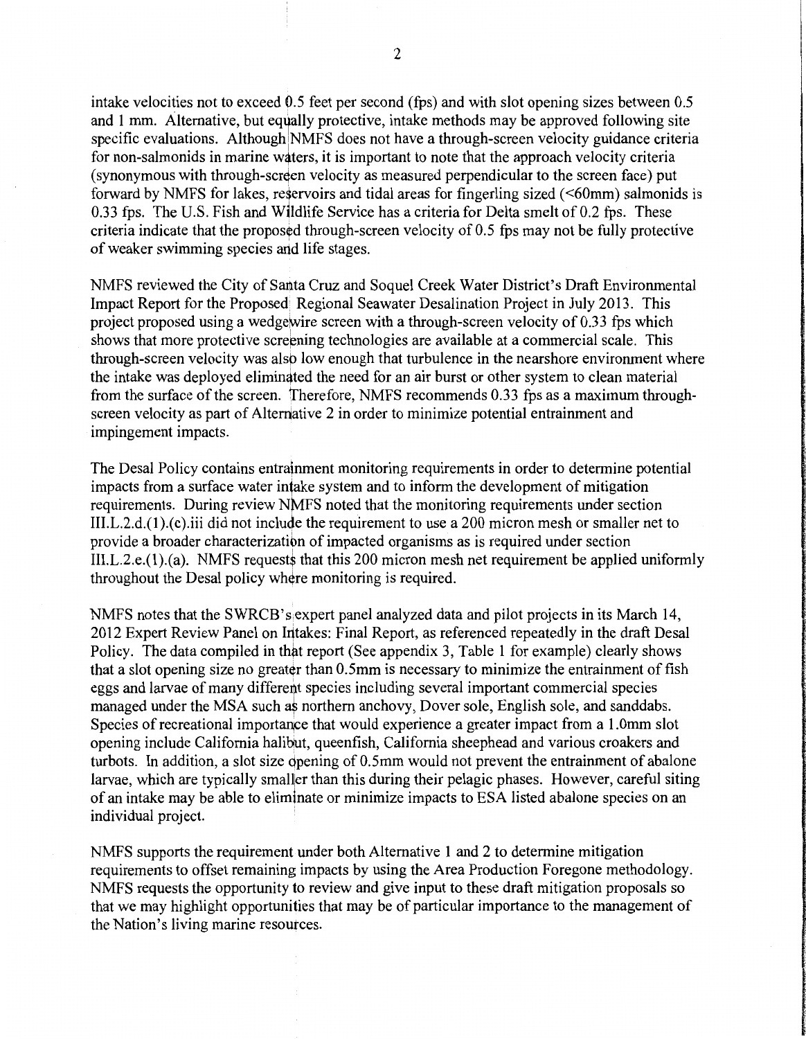intake velocities not to exceed 0.5 feet per second (fps) and with slot opening sizes between 0.5 and 1 mm. Alternative, but equally protective, intake methods may be approved following site specific evaluations. Although NMFS does not have a through-screen velocity guidance criteria for non-salmonids in marine waters, it is important to note that the approach velocity criteria (synonymous with through-screen velocity as measured perpendicular to the screen face) put forward by NMFS for lakes, reservoirs and tidal areas for fingerling sized (<60mm) salmonids is 0.33 fps. The U.S. Fish and Wildlife Service has a criteria for Delta smelt of 0.2 fps. These criteria indicate that the proposed through-screen velocity of 0.5 fps may not be fully protective of weaker swimming species and life stages.

NMFS reviewed the City of Santa Cruz and Soquel Creek Water District's Draft Environmental Impact Report for the Proposed Regional Seawater Desalination Project in July 2013. This project proposed using a wedgewire screen with a through-screen velocity of 0.33 fps which shows that more protective screening technologies are available at a commercial scale. This through-screen velocity was also low enough that turbulence in the nearshore environment where the intake was deployed eliminated the need for an air burst or other system to clean material from the surface of the screen. Therefore, NMFS recommends 0.33 fps as a maximum through-screen velocity as part of Alternative 2 in order to minimize potential entrainment and impingement impacts.

The Desal Policy contains entrainment monitoring requirements in order to determine potential impacts from a surface water intake system and to inform the development of mitigation requirements. During review NMFS noted that the monitoring requirements under section III.L.2.d.(1).(c).iii did not include the requirement to use a 200 micron mesh or smaller net to provide a broader characterization of impacted organisms as is required under section III.L.2.e.(1).(a). NMFS requests that this 200 micron mesh net requirement be applied uniformly throughout the Desal policy where monitoring is required.

NMFS notes that the SWRCB's expert panel analyzed data and pilot projects in its March 14, 2012 Expert Review Panel on Intakes: Final Report, as referenced repeatedly in the draft Desal Policy. The data compiled in that report (See appendix 3, Table 1 for example) clearly shows that a slot opening size no greater than 0.5mm is necessary to minimize the entrainment of fish eggs and larvae of many different species including several important commercial species managed under the MSA such as northern anchovy, Dover sole, English sole, and sanddabs. Species of recreational importance that would experience a greater impact from a 1.0mm slot opening include California halibut, queenfish, California sheephead and various croakers and turbots. In addition, a slot size opening of 0.5mm would not prevent the entrainment of abalone larvae, which are typically smaller than this during their pelagic phases. However, careful siting of an intake may be able to eliminate or minimize impacts to ESA listed abalone species on an individual project.

NMFS supports the requirement under both Alternative 1 and 2 to determine mitigation requirements to offset remaining impacts by using the Area Production Foregone methodology. NMFS requests the opportunity to review and give input to these draft mitigation proposals so that we may highlight opportunities that may be of particular importance to the management of the Nation's living marine resources.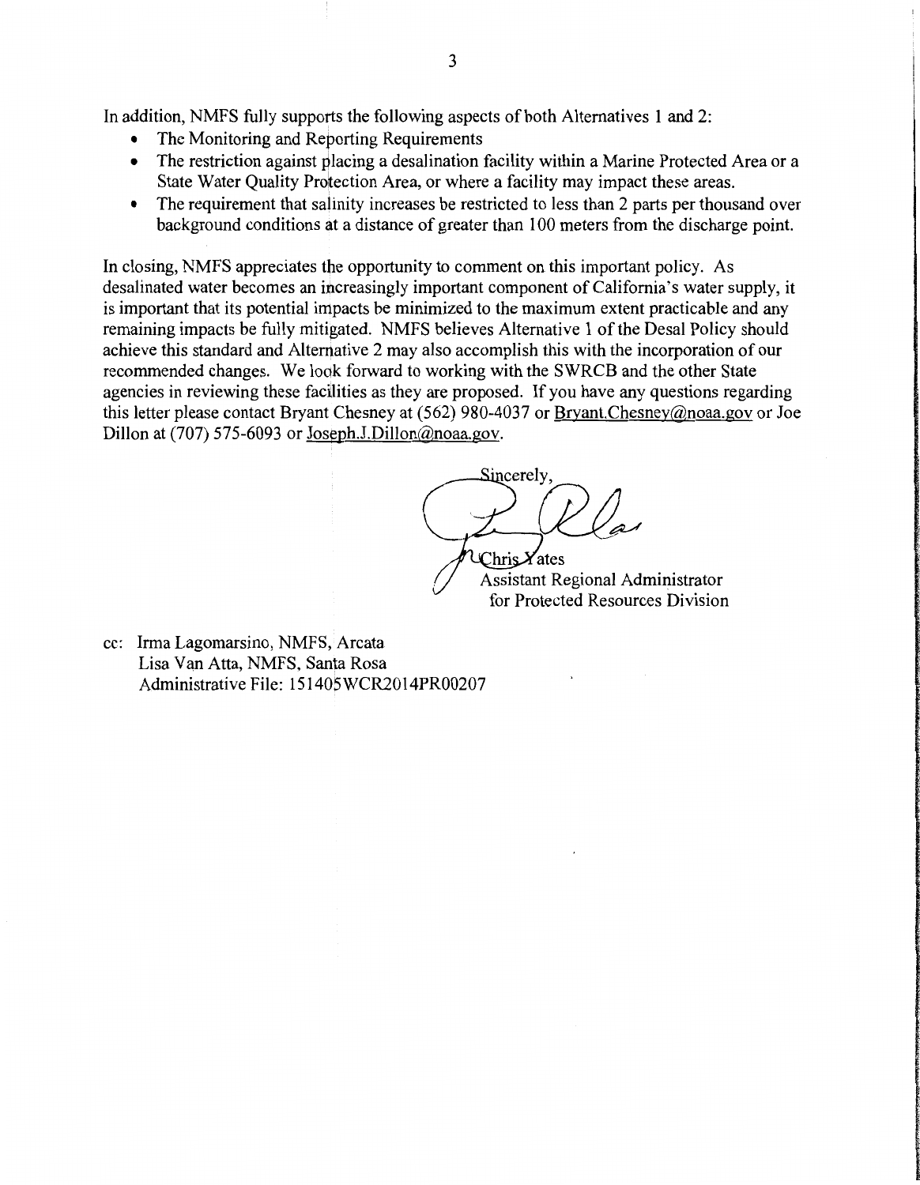In addition, NMFS fully supports the following aspects of both Alternatives 1 and 2:

- The Monitoring and Reporting Requirements
- The restriction against placing a desalination facility within a Marine Protected Area or a State Water Quality Protection Area, or where a facility may impact these areas.
- The requirement that salinity increases be restricted to less than 2 parts per thousand over background conditions at a distance of greater than 100 meters from the discharge point.

In closing, NMFS appreciates the opportunity to comment on this important policy. As desalinated water becomes an increasingly important component of California's water supply, it is important that its potential impacts be minimized to the maximum extent practicable and any remaining impacts be fully mitigated. NMFS believes Alternative 1 of the Desal Policy should achieve this standard and Alternative 2 may also accomplish this with the incorporation of our recommended changes. We look forward to working with the SWRCB and the other State agencies in reviewing these facilities as they are proposed. If you have any questions regarding this letter please contact Bryant Chesney at (562) 980-4037 or Bryant.Chesney@noaa.gov or Joe Dillon at (707) 575-6093 or Joseph.J.Dillon@noaa.gov.

Sincerely,

Chris Yates
Assistant Regional Administrator
for Protected Resources Division

cc: Irma Lagomarsino, NMFS, Arcata
Lisa Van Atta, NMFS, Santa Rosa
Administrative File: 151405WCR2014PR00207